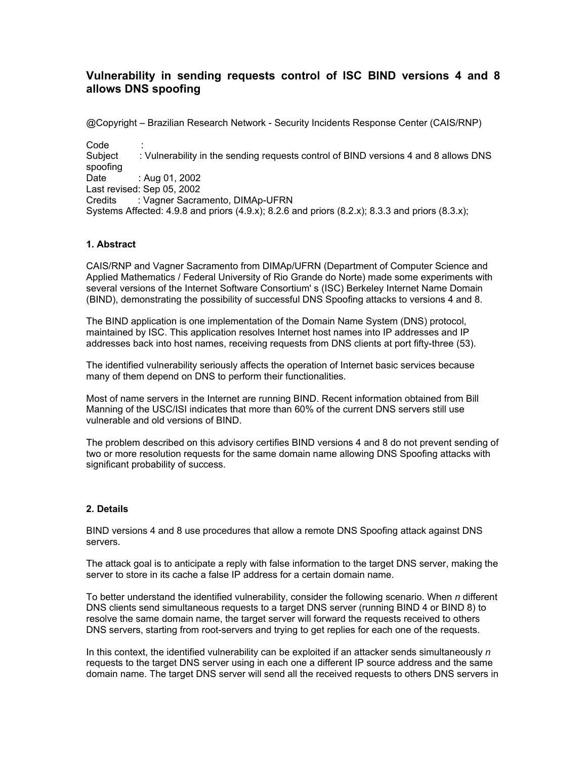# Vulnerability in sending requests control of ISC BIND versions 4 and 8 allows DNS spoofing

@Copyright – Brazilian Research Network - Security Incidents Response Center (CAIS/RNP)

Code :
Subject : Vulnerability in the sending requests control of BIND versions 4 and 8 allows DNS spoofing
Date : Aug 01, 2002
Last revised: Sep 05, 2002
Credits : Vagner Sacramento, DIMAp-UFRN
Systems Affected: 4.9.8 and priors (4.9.x); 8.2.6 and priors (8.2.x); 8.3.3 and priors (8.3.x);

## 1. Abstract

CAIS/RNP and Vagner Sacramento from DIMAp/UFRN (Department of Computer Science and Applied Mathematics / Federal University of Rio Grande do Norte) made some experiments with several versions of the Internet Software Consortium' s (ISC) Berkeley Internet Name Domain (BIND), demonstrating the possibility of successful DNS Spoofing attacks to versions 4 and 8.

The BIND application is one implementation of the Domain Name System (DNS) protocol, maintained by ISC. This application resolves Internet host names into IP addresses and IP addresses back into host names, receiving requests from DNS clients at port fifty-three (53).

The identified vulnerability seriously affects the operation of Internet basic services because many of them depend on DNS to perform their functionalities.

Most of name servers in the Internet are running BIND. Recent information obtained from Bill Manning of the USC/ISI indicates that more than 60% of the current DNS servers still use vulnerable and old versions of BIND.

The problem described on this advisory certifies BIND versions 4 and 8 do not prevent sending of two or more resolution requests for the same domain name allowing DNS Spoofing attacks with significant probability of success.

## 2. Details

BIND versions 4 and 8 use procedures that allow a remote DNS Spoofing attack against DNS servers.

The attack goal is to anticipate a reply with false information to the target DNS server, making the server to store in its cache a false IP address for a certain domain name.

To better understand the identified vulnerability, consider the following scenario. When *n* different DNS clients send simultaneous requests to a target DNS server (running BIND 4 or BIND 8) to resolve the same domain name, the target server will forward the requests received to others DNS servers, starting from root-servers and trying to get replies for each one of the requests.

In this context, the identified vulnerability can be exploited if an attacker sends simultaneously *n* requests to the target DNS server using in each one a different IP source address and the same domain name. The target DNS server will send all the received requests to others DNS servers in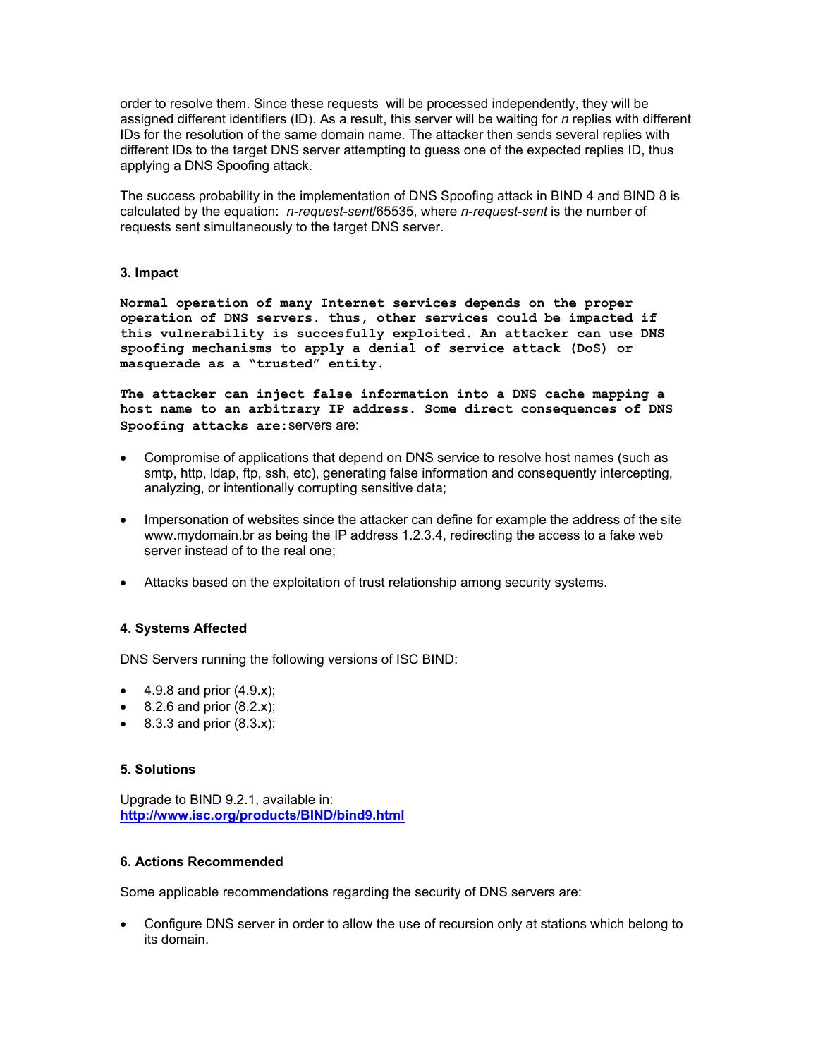order to resolve them. Since these requests will be processed independently, they will be assigned different identifiers (ID). As a result, this server will be waiting for *n* replies with different IDs for the resolution of the same domain name. The attacker then sends several replies with different IDs to the target DNS server attempting to guess one of the expected replies ID, thus applying a DNS Spoofing attack.

The success probability in the implementation of DNS Spoofing attack in BIND 4 and BIND 8 is calculated by the equation: *n-request-sent*/65535, where *n-request-sent* is the number of requests sent simultaneously to the target DNS server.

### 3. Impact

**Normal operation of many Internet services depends on the proper operation of DNS servers. thus, other services could be impacted if this vulnerability is succesfully exploited. An attacker can use DNS spoofing mechanisms to apply a denial of service attack (DoS) or masquerade as a "trusted" entity.**

**The attacker can inject false information into a DNS cache mapping a host name to an arbitrary IP address. Some direct consequences of DNS Spoofing attacks are:** servers are:

- Compromise of applications that depend on DNS service to resolve host names (such as smtp, http, ldap, ftp, ssh, etc), generating false information and consequently intercepting, analyzing, or intentionally corrupting sensitive data;
- Impersonation of websites since the attacker can define for example the address of the site www.mydomain.br as being the IP address 1.2.3.4, redirecting the access to a fake web server instead of to the real one;
- Attacks based on the exploitation of trust relationship among security systems.

### 4. Systems Affected

DNS Servers running the following versions of ISC BIND:

- 4.9.8 and prior (4.9.x);
- 8.2.6 and prior (8.2.x);
- 8.3.3 and prior (8.3.x);

### 5. Solutions

Upgrade to BIND 9.2.1, available in:
**http://www.isc.org/products/BIND/bind9.html**

### 6. Actions Recommended

Some applicable recommendations regarding the security of DNS servers are:

- Configure DNS server in order to allow the use of recursion only at stations which belong to its domain.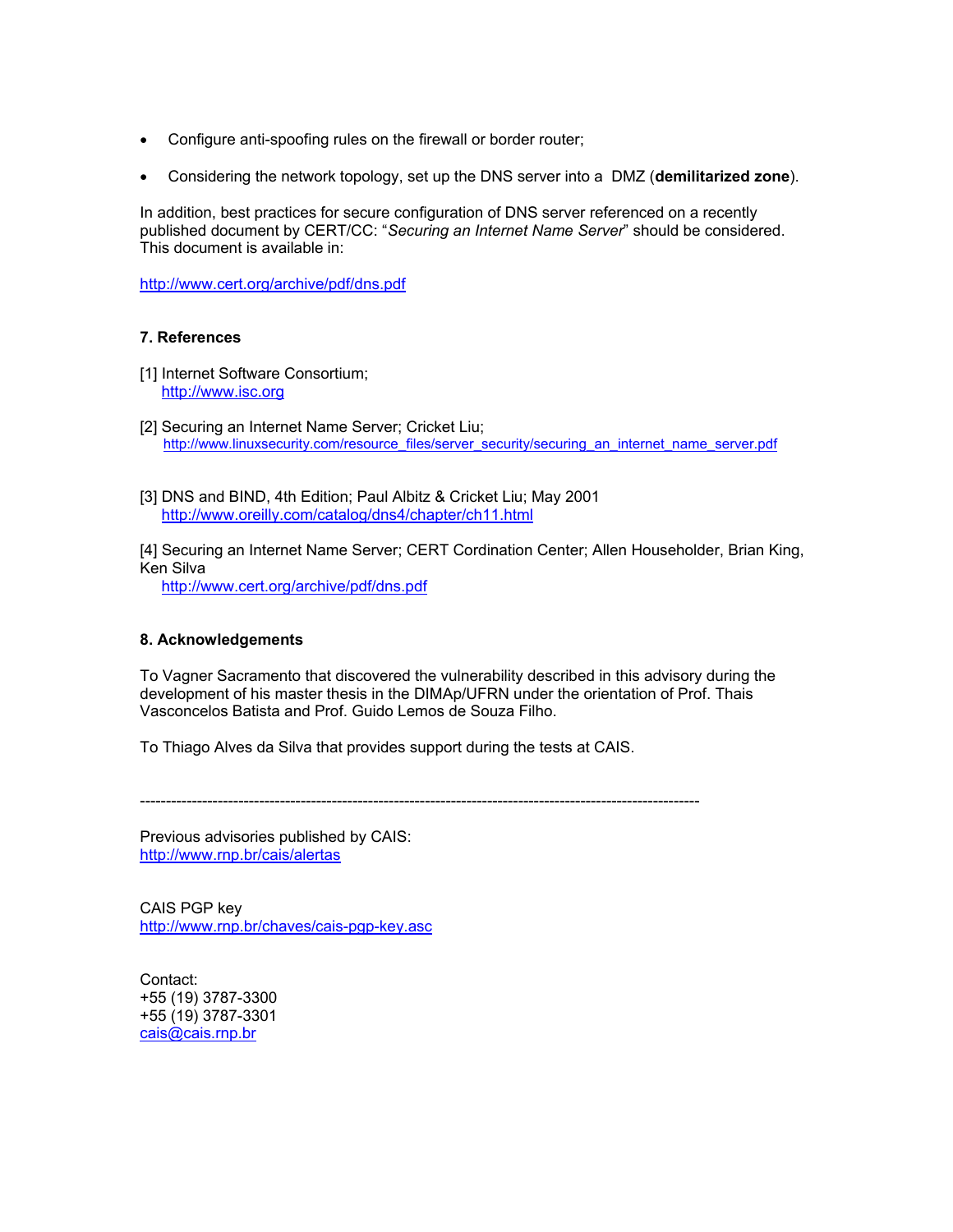- Configure anti-spoofing rules on the firewall or border router;

- Considering the network topology, set up the DNS server into a DMZ (**demilitarized zone**).

In addition, best practices for secure configuration of DNS server referenced on a recently published document by CERT/CC: "*Securing an Internet Name Server*" should be considered. This document is available in:

http://www.cert.org/archive/pdf/dns.pdf

### 7. References

[1] Internet Software Consortium;
http://www.isc.org

[2] Securing an Internet Name Server; Cricket Liu;
http://www.linuxsecurity.com/resource_files/server_security/securing_an_internet_name_server.pdf

[3] DNS and BIND, 4th Edition; Paul Albitz & Cricket Liu; May 2001
http://www.oreilly.com/catalog/dns4/chapter/ch11.html

[4] Securing an Internet Name Server; CERT Cordination Center; Allen Householder, Brian King, Ken Silva
http://www.cert.org/archive/pdf/dns.pdf

### 8. Acknowledgements

To Vagner Sacramento that discovered the vulnerability described in this advisory during the development of his master thesis in the DIMAp/UFRN under the orientation of Prof. Thais Vasconcelos Batista and Prof. Guido Lemos de Souza Filho.

To Thiago Alves da Silva that provides support during the tests at CAIS.

---

Previous advisories published by CAIS:
http://www.rnp.br/cais/alertas

CAIS PGP key
http://www.rnp.br/chaves/cais-pgp-key.asc

Contact:
+55 (19) 3787-3300
+55 (19) 3787-3301
cais@cais.rnp.br